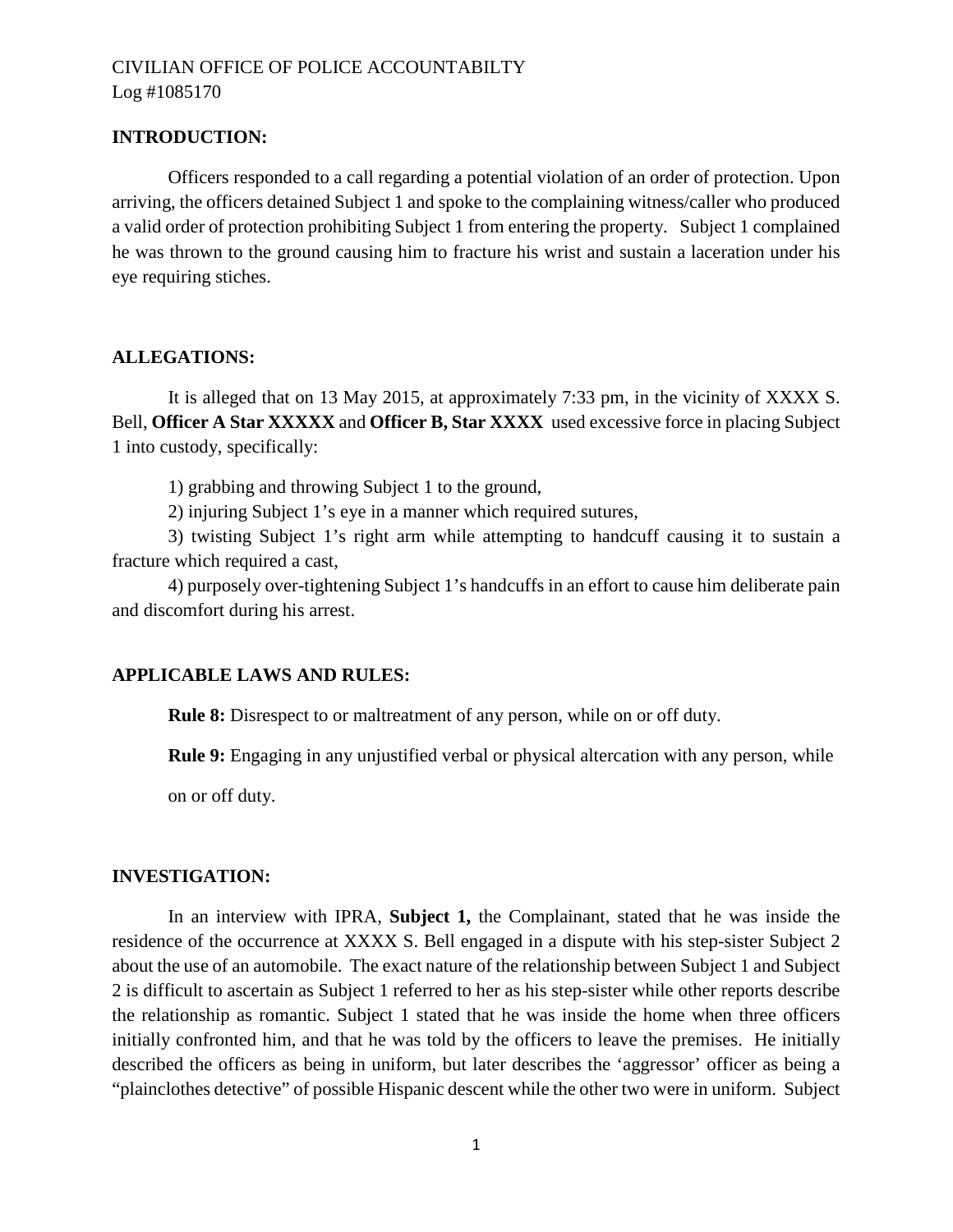CIVILIAN OFFICE OF POLICE ACCOUNTABILTY
Log #1085170

## INTRODUCTION:

Officers responded to a call regarding a potential violation of an order of protection. Upon arriving, the officers detained Subject 1 and spoke to the complaining witness/caller who produced a valid order of protection prohibiting Subject 1 from entering the property. Subject 1 complained he was thrown to the ground causing him to fracture his wrist and sustain a laceration under his eye requiring stiches.

## ALLEGATIONS:

It is alleged that on 13 May 2015, at approximately 7:33 pm, in the vicinity of XXXX S. Bell, **Officer A Star XXXXX** and **Officer B, Star XXXX** used excessive force in placing Subject 1 into custody, specifically:

1) grabbing and throwing Subject 1 to the ground,

2) injuring Subject 1's eye in a manner which required sutures,

3) twisting Subject 1's right arm while attempting to handcuff causing it to sustain a fracture which required a cast,

4) purposely over-tightening Subject 1's handcuffs in an effort to cause him deliberate pain and discomfort during his arrest.

## APPLICABLE LAWS AND RULES:

**Rule 8:** Disrespect to or maltreatment of any person, while on or off duty.

**Rule 9:** Engaging in any unjustified verbal or physical altercation with any person, while on or off duty.

## INVESTIGATION:

In an interview with IPRA, **Subject 1,** the Complainant, stated that he was inside the residence of the occurrence at XXXX S. Bell engaged in a dispute with his step-sister Subject 2 about the use of an automobile. The exact nature of the relationship between Subject 1 and Subject 2 is difficult to ascertain as Subject 1 referred to her as his step-sister while other reports describe the relationship as romantic. Subject 1 stated that he was inside the home when three officers initially confronted him, and that he was told by the officers to leave the premises. He initially described the officers as being in uniform, but later describes the 'aggressor' officer as being a "plainclothes detective" of possible Hispanic descent while the other two were in uniform. Subject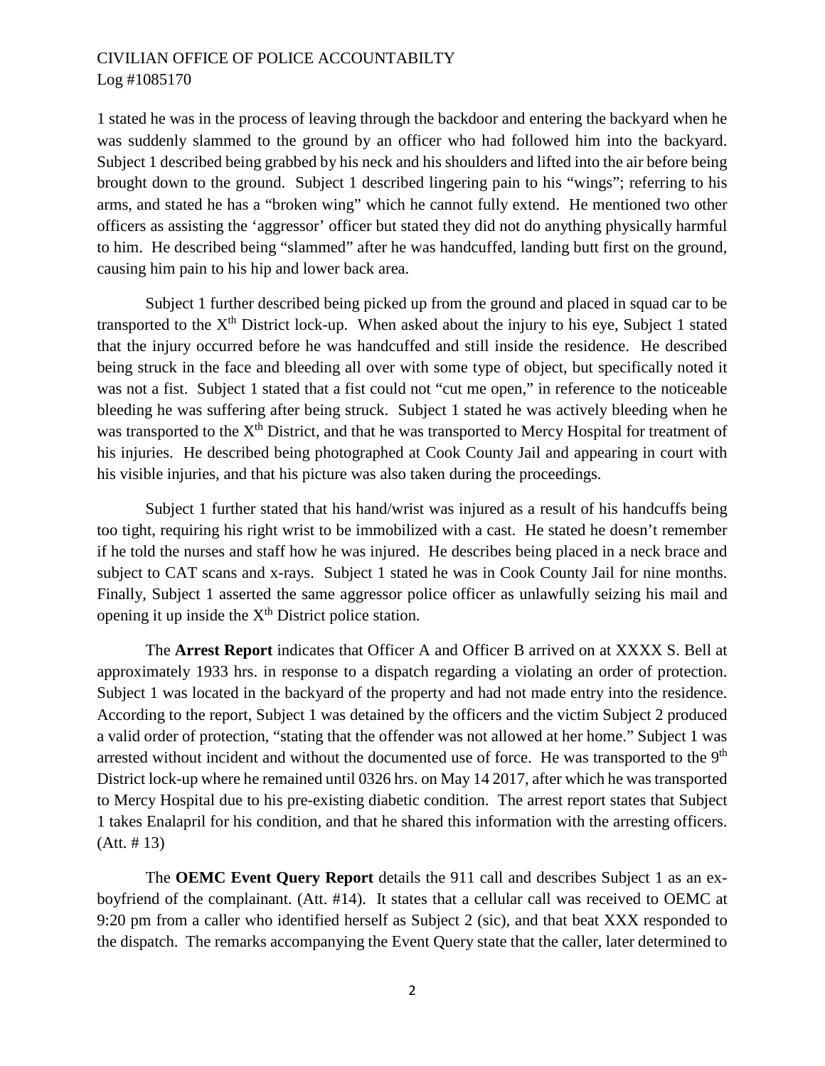1 stated he was in the process of leaving through the backdoor and entering the backyard when he was suddenly slammed to the ground by an officer who had followed him into the backyard. Subject 1 described being grabbed by his neck and his shoulders and lifted into the air before being brought down to the ground. Subject 1 described lingering pain to his "wings"; referring to his arms, and stated he has a "broken wing" which he cannot fully extend. He mentioned two other officers as assisting the 'aggressor' officer but stated they did not do anything physically harmful to him. He described being "slammed" after he was handcuffed, landing butt first on the ground, causing him pain to his hip and lower back area.

Subject 1 further described being picked up from the ground and placed in squad car to be transported to the X[th] District lock-up. When asked about the injury to his eye, Subject 1 stated that the injury occurred before he was handcuffed and still inside the residence. He described being struck in the face and bleeding all over with some type of object, but specifically noted it was not a fist. Subject 1 stated that a fist could not "cut me open," in reference to the noticeable bleeding he was suffering after being struck. Subject 1 stated he was actively bleeding when he was transported to the X[th] District, and that he was transported to Mercy Hospital for treatment of his injuries. He described being photographed at Cook County Jail and appearing in court with his visible injuries, and that his picture was also taken during the proceedings.

Subject 1 further stated that his hand/wrist was injured as a result of his handcuffs being too tight, requiring his right wrist to be immobilized with a cast. He stated he doesn't remember if he told the nurses and staff how he was injured. He describes being placed in a neck brace and subject to CAT scans and x-rays. Subject 1 stated he was in Cook County Jail for nine months. Finally, Subject 1 asserted the same aggressor police officer as unlawfully seizing his mail and opening it up inside the X[th] District police station.

The **Arrest Report** indicates that Officer A and Officer B arrived on at XXXX S. Bell at approximately 1933 hrs. in response to a dispatch regarding a violating an order of protection. Subject 1 was located in the backyard of the property and had not made entry into the residence. According to the report, Subject 1 was detained by the officers and the victim Subject 2 produced a valid order of protection, "stating that the offender was not allowed at her home." Subject 1 was arrested without incident and without the documented use of force. He was transported to the 9[th] District lock-up where he remained until 0326 hrs. on May 14 2017, after which he was transported to Mercy Hospital due to his pre-existing diabetic condition. The arrest report states that Subject 1 takes Enalapril for his condition, and that he shared this information with the arresting officers. (Att. # 13)

The **OEMC Event Query Report** details the 911 call and describes Subject 1 as an ex-boyfriend of the complainant. (Att. #14). It states that a cellular call was received to OEMC at 9:20 pm from a caller who identified herself as Subject 2 (sic), and that beat XXX responded to the dispatch. The remarks accompanying the Event Query state that the caller, later determined to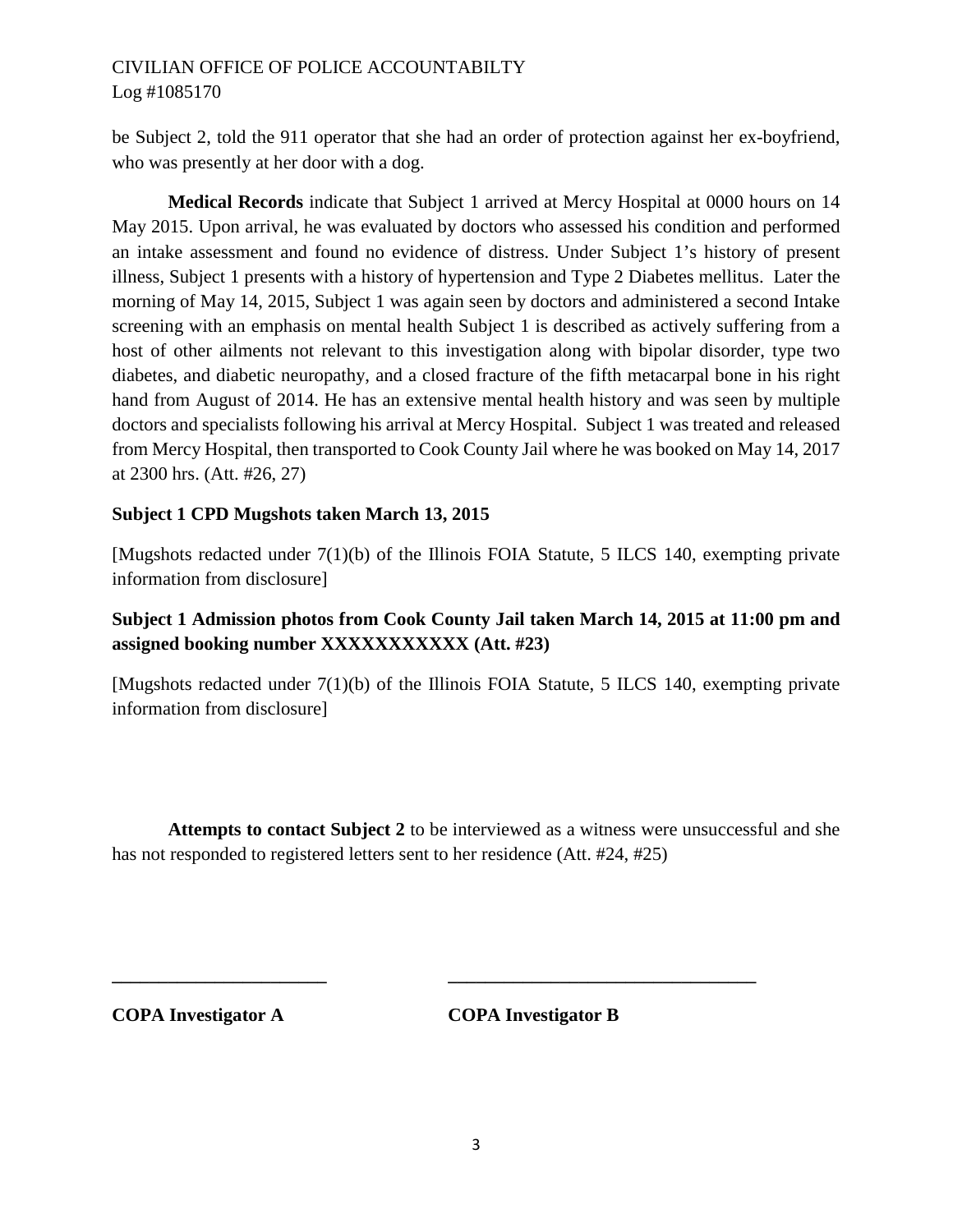be Subject 2, told the 911 operator that she had an order of protection against her ex-boyfriend, who was presently at her door with a dog.

**Medical Records** indicate that Subject 1 arrived at Mercy Hospital at 0000 hours on 14 May 2015. Upon arrival, he was evaluated by doctors who assessed his condition and performed an intake assessment and found no evidence of distress. Under Subject 1's history of present illness, Subject 1 presents with a history of hypertension and Type 2 Diabetes mellitus. Later the morning of May 14, 2015, Subject 1 was again seen by doctors and administered a second Intake screening with an emphasis on mental health Subject 1 is described as actively suffering from a host of other ailments not relevant to this investigation along with bipolar disorder, type two diabetes, and diabetic neuropathy, and a closed fracture of the fifth metacarpal bone in his right hand from August of 2014. He has an extensive mental health history and was seen by multiple doctors and specialists following his arrival at Mercy Hospital. Subject 1 was treated and released from Mercy Hospital, then transported to Cook County Jail where he was booked on May 14, 2017 at 2300 hrs. (Att. #26, 27)

**Subject 1 CPD Mugshots taken March 13, 2015**

[Mugshots redacted under 7(1)(b) of the Illinois FOIA Statute, 5 ILCS 140, exempting private information from disclosure]

**Subject 1 Admission photos from Cook County Jail taken March 14, 2015 at 11:00 pm and assigned booking number XXXXXXXXXXX (Att. #23)**

[Mugshots redacted under 7(1)(b) of the Illinois FOIA Statute, 5 ILCS 140, exempting private information from disclosure]

**Attempts to contact Subject 2** to be interviewed as a witness were unsuccessful and she has not responded to registered letters sent to her residence (Att. #24, #25)

______________________ ________________________________

**COPA Investigator A** **COPA Investigator B**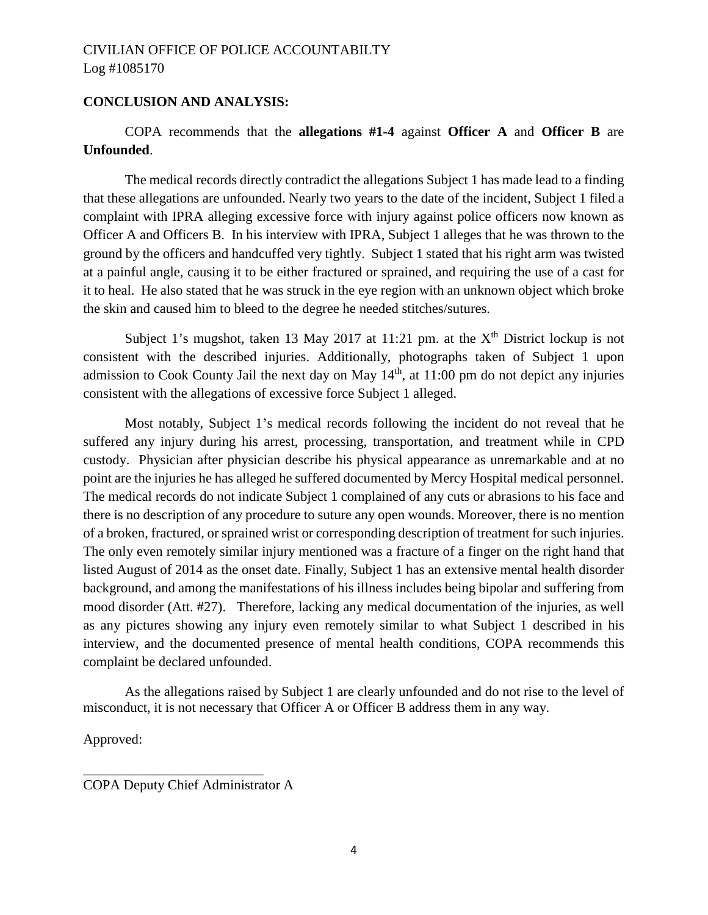CIVILIAN OFFICE OF POLICE ACCOUNTABILTY
Log #1085170

**CONCLUSION AND ANALYSIS:**

COPA recommends that the **allegations #1-4** against **Officer A** and **Officer B** are **Unfounded**.

The medical records directly contradict the allegations Subject 1 has made lead to a finding that these allegations are unfounded. Nearly two years to the date of the incident, Subject 1 filed a complaint with IPRA alleging excessive force with injury against police officers now known as Officer A and Officers B. In his interview with IPRA, Subject 1 alleges that he was thrown to the ground by the officers and handcuffed very tightly. Subject 1 stated that his right arm was twisted at a painful angle, causing it to be either fractured or sprained, and requiring the use of a cast for it to heal. He also stated that he was struck in the eye region with an unknown object which broke the skin and caused him to bleed to the degree he needed stitches/sutures.

Subject 1's mugshot, taken 13 May 2017 at 11:21 pm. at the X[th] District lockup is not consistent with the described injuries. Additionally, photographs taken of Subject 1 upon admission to Cook County Jail the next day on May 14[th], at 11:00 pm do not depict any injuries consistent with the allegations of excessive force Subject 1 alleged.

Most notably, Subject 1's medical records following the incident do not reveal that he suffered any injury during his arrest, processing, transportation, and treatment while in CPD custody. Physician after physician describe his physical appearance as unremarkable and at no point are the injuries he has alleged he suffered documented by Mercy Hospital medical personnel. The medical records do not indicate Subject 1 complained of any cuts or abrasions to his face and there is no description of any procedure to suture any open wounds. Moreover, there is no mention of a broken, fractured, or sprained wrist or corresponding description of treatment for such injuries. The only even remotely similar injury mentioned was a fracture of a finger on the right hand that listed August of 2014 as the onset date. Finally, Subject 1 has an extensive mental health disorder background, and among the manifestations of his illness includes being bipolar and suffering from mood disorder (Att. #27). Therefore, lacking any medical documentation of the injuries, as well as any pictures showing any injury even remotely similar to what Subject 1 described in his interview, and the documented presence of mental health conditions, COPA recommends this complaint be declared unfounded.

As the allegations raised by Subject 1 are clearly unfounded and do not rise to the level of misconduct, it is not necessary that Officer A or Officer B address them in any way.

Approved:

\_\_\_\_\_\_\_\_\_\_\_\_\_\_\_\_\_\_\_\_\_\_\_\_\_\_
COPA Deputy Chief Administrator A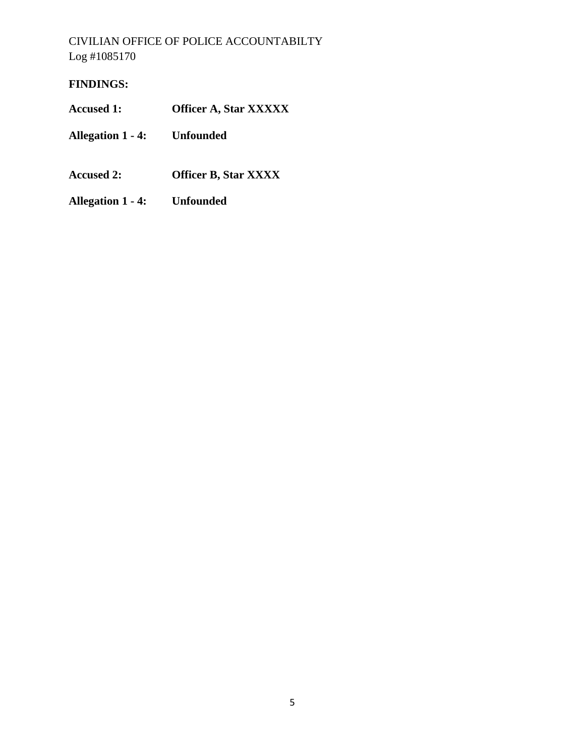CIVILIAN OFFICE OF POLICE ACCOUNTABILTY
Log #1085170

**FINDINGS:**

| | |
|---|---|
| **Accused 1:** | **Officer A, Star XXXXX** |
| **Allegation 1 - 4:** | **Unfounded** |
| **Accused 2:** | **Officer B, Star XXXX** |
| **Allegation 1 - 4:** | **Unfounded** |